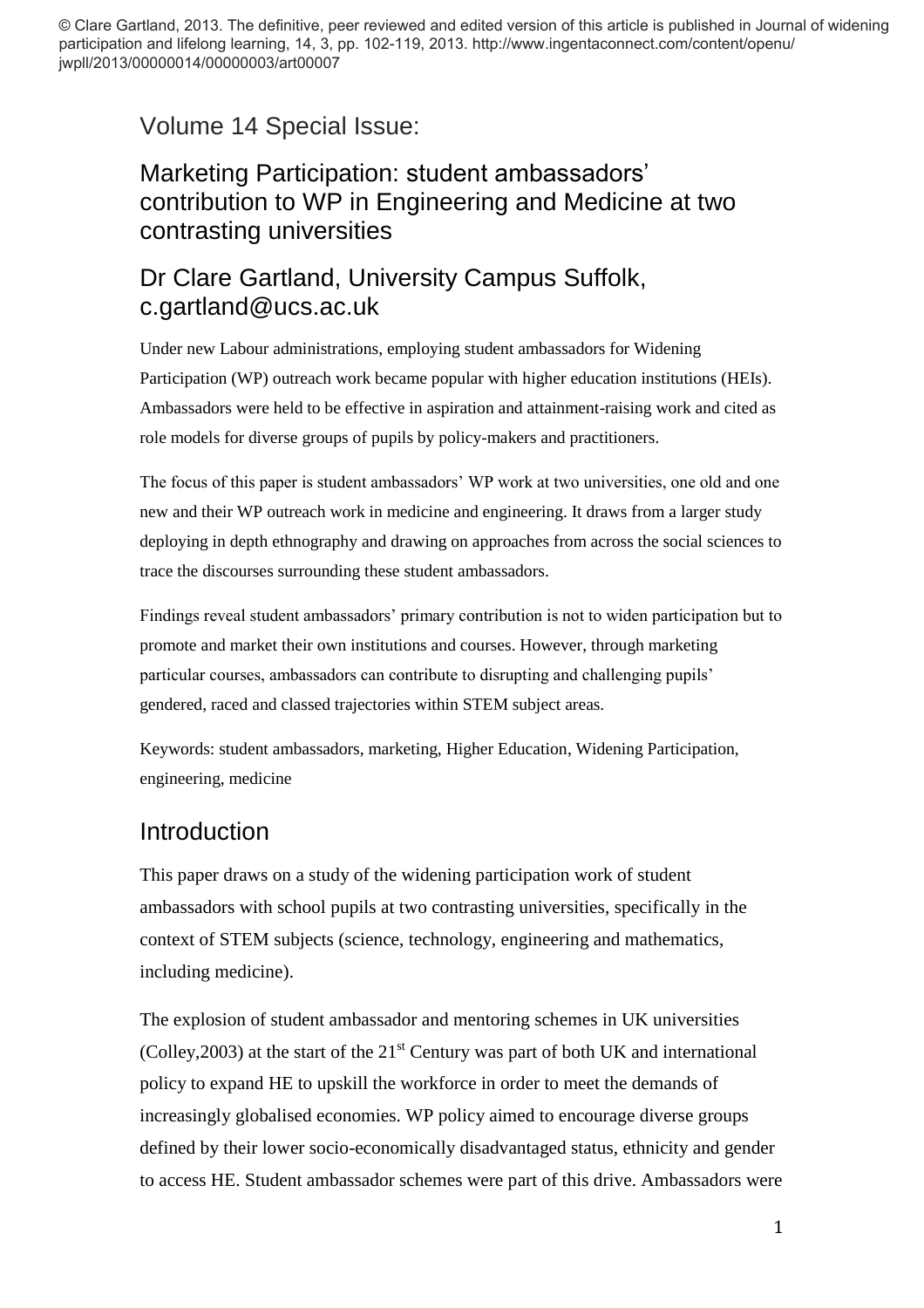© Clare Gartland, 2013. The definitive, peer reviewed and edited version of this article is published in Journal of widening participation and lifelong learning, 14, 3, pp. 102-119, 2013. http://www.ingentaconnect.com/content/openu/jwpll/2013/00000014/00000003/art00007

Volume 14 Special Issue:

# Marketing Participation: student ambassadors' contribution to WP in Engineering and Medicine at two contrasting universities

## Dr Clare Gartland, University Campus Suffolk, c.gartland@ucs.ac.uk

Under new Labour administrations, employing student ambassadors for Widening Participation (WP) outreach work became popular with higher education institutions (HEIs). Ambassadors were held to be effective in aspiration and attainment-raising work and cited as role models for diverse groups of pupils by policy-makers and practitioners.

The focus of this paper is student ambassadors' WP work at two universities, one old and one new and their WP outreach work in medicine and engineering. It draws from a larger study deploying in depth ethnography and drawing on approaches from across the social sciences to trace the discourses surrounding these student ambassadors.

Findings reveal student ambassadors' primary contribution is not to widen participation but to promote and market their own institutions and courses. However, through marketing particular courses, ambassadors can contribute to disrupting and challenging pupils' gendered, raced and classed trajectories within STEM subject areas.

Keywords: student ambassadors, marketing, Higher Education, Widening Participation, engineering, medicine

## Introduction

This paper draws on a study of the widening participation work of student ambassadors with school pupils at two contrasting universities, specifically in the context of STEM subjects (science, technology, engineering and mathematics, including medicine).

The explosion of student ambassador and mentoring schemes in UK universities (Colley,2003) at the start of the 21st Century was part of both UK and international policy to expand HE to upskill the workforce in order to meet the demands of increasingly globalised economies. WP policy aimed to encourage diverse groups defined by their lower socio-economically disadvantaged status, ethnicity and gender to access HE. Student ambassador schemes were part of this drive. Ambassadors were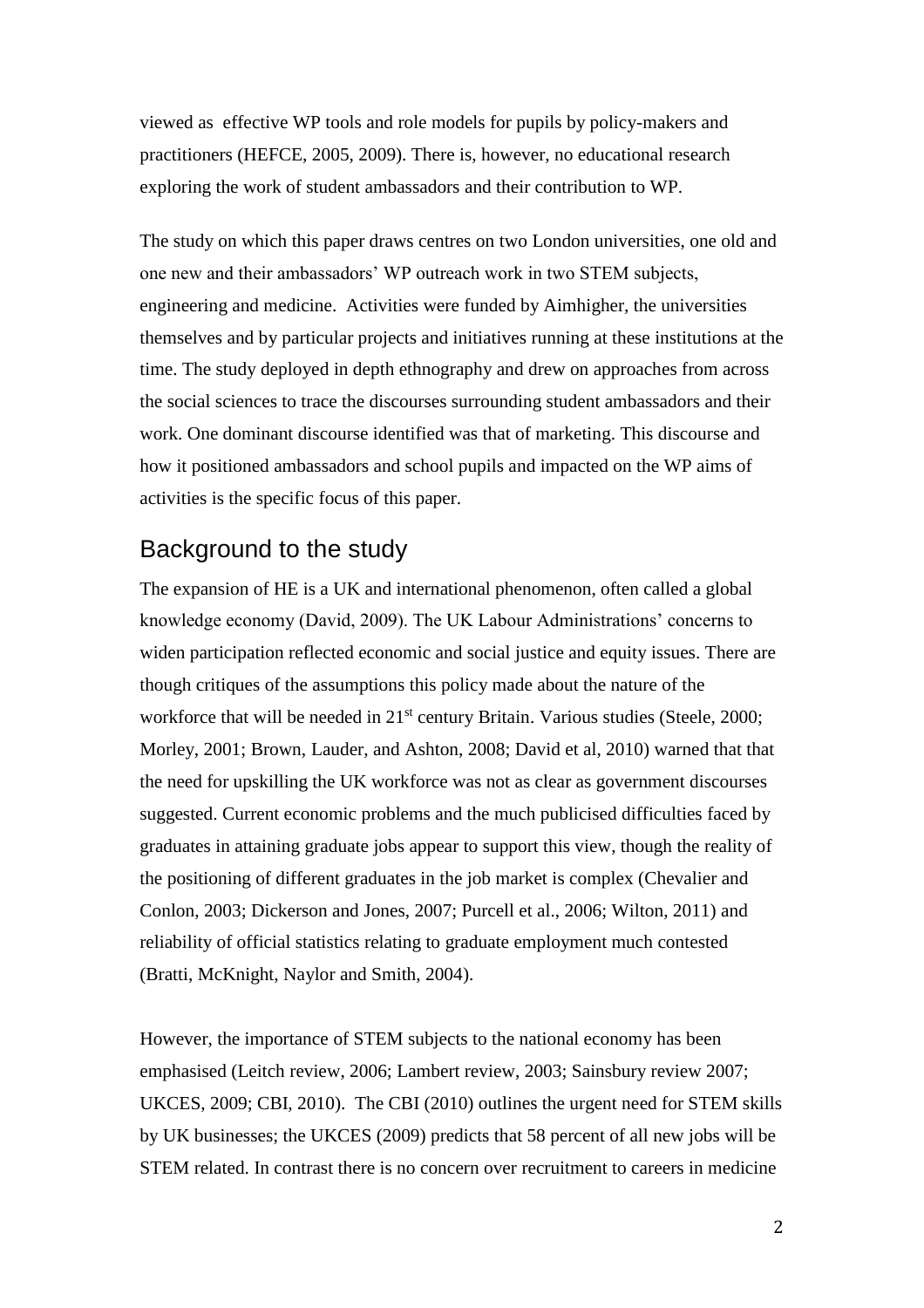viewed as  effective WP tools and role models for pupils by policy-makers and practitioners (HEFCE, 2005, 2009). There is, however, no educational research exploring the work of student ambassadors and their contribution to WP.

The study on which this paper draws centres on two London universities, one old and one new and their ambassadors' WP outreach work in two STEM subjects, engineering and medicine.  Activities were funded by Aimhigher, the universities themselves and by particular projects and initiatives running at these institutions at the time. The study deployed in depth ethnography and drew on approaches from across the social sciences to trace the discourses surrounding student ambassadors and their work. One dominant discourse identified was that of marketing. This discourse and how it positioned ambassadors and school pupils and impacted on the WP aims of activities is the specific focus of this paper.

## Background to the study

The expansion of HE is a UK and international phenomenon, often called a global knowledge economy (David, 2009). The UK Labour Administrations' concerns to widen participation reflected economic and social justice and equity issues. There are though critiques of the assumptions this policy made about the nature of the workforce that will be needed in 21st century Britain. Various studies (Steele, 2000; Morley, 2001; Brown, Lauder, and Ashton, 2008; David et al, 2010) warned that that the need for upskilling the UK workforce was not as clear as government discourses suggested. Current economic problems and the much publicised difficulties faced by graduates in attaining graduate jobs appear to support this view, though the reality of the positioning of different graduates in the job market is complex (Chevalier and Conlon, 2003; Dickerson and Jones, 2007; Purcell et al., 2006; Wilton, 2011) and reliability of official statistics relating to graduate employment much contested (Bratti, McKnight, Naylor and Smith, 2004).

However, the importance of STEM subjects to the national economy has been emphasised (Leitch review, 2006; Lambert review, 2003; Sainsbury review 2007; UKCES, 2009; CBI, 2010).  The CBI (2010) outlines the urgent need for STEM skills by UK businesses; the UKCES (2009) predicts that 58 percent of all new jobs will be STEM related. In contrast there is no concern over recruitment to careers in medicine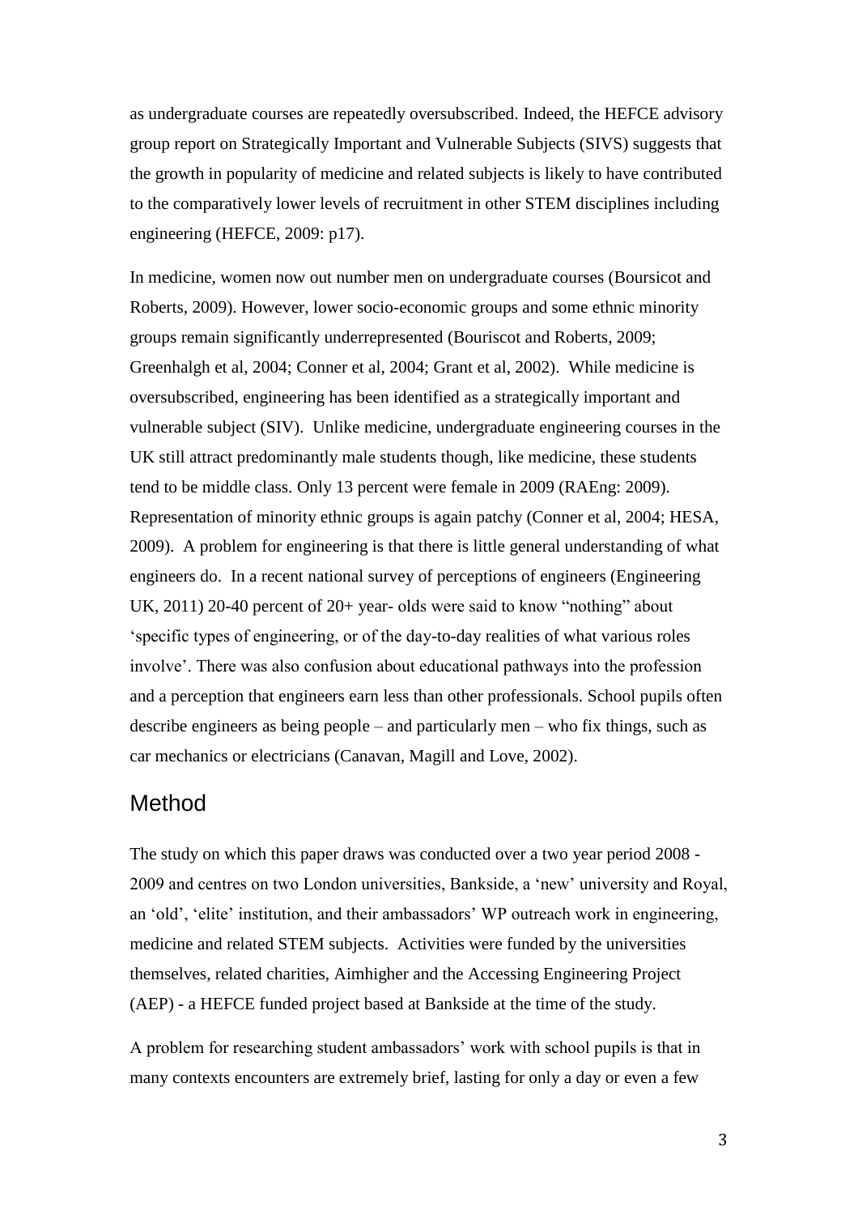as undergraduate courses are repeatedly oversubscribed. Indeed, the HEFCE advisory group report on Strategically Important and Vulnerable Subjects (SIVS) suggests that the growth in popularity of medicine and related subjects is likely to have contributed to the comparatively lower levels of recruitment in other STEM disciplines including engineering (HEFCE, 2009: p17).

In medicine, women now out number men on undergraduate courses (Boursicot and Roberts, 2009). However, lower socio-economic groups and some ethnic minority groups remain significantly underrepresented (Bouriscot and Roberts, 2009; Greenhalgh et al, 2004; Conner et al, 2004; Grant et al, 2002). While medicine is oversubscribed, engineering has been identified as a strategically important and vulnerable subject (SIV). Unlike medicine, undergraduate engineering courses in the UK still attract predominantly male students though, like medicine, these students tend to be middle class. Only 13 percent were female in 2009 (RAEng: 2009). Representation of minority ethnic groups is again patchy (Conner et al, 2004; HESA, 2009). A problem for engineering is that there is little general understanding of what engineers do. In a recent national survey of perceptions of engineers (Engineering UK, 2011) 20-40 percent of 20+ year- olds were said to know "nothing" about 'specific types of engineering, or of the day-to-day realities of what various roles involve'. There was also confusion about educational pathways into the profession and a perception that engineers earn less than other professionals. School pupils often describe engineers as being people – and particularly men – who fix things, such as car mechanics or electricians (Canavan, Magill and Love, 2002).

## Method

The study on which this paper draws was conducted over a two year period 2008 - 2009 and centres on two London universities, Bankside, a 'new' university and Royal, an 'old', 'elite' institution, and their ambassadors' WP outreach work in engineering, medicine and related STEM subjects. Activities were funded by the universities themselves, related charities, Aimhigher and the Accessing Engineering Project (AEP) - a HEFCE funded project based at Bankside at the time of the study.

A problem for researching student ambassadors' work with school pupils is that in many contexts encounters are extremely brief, lasting for only a day or even a few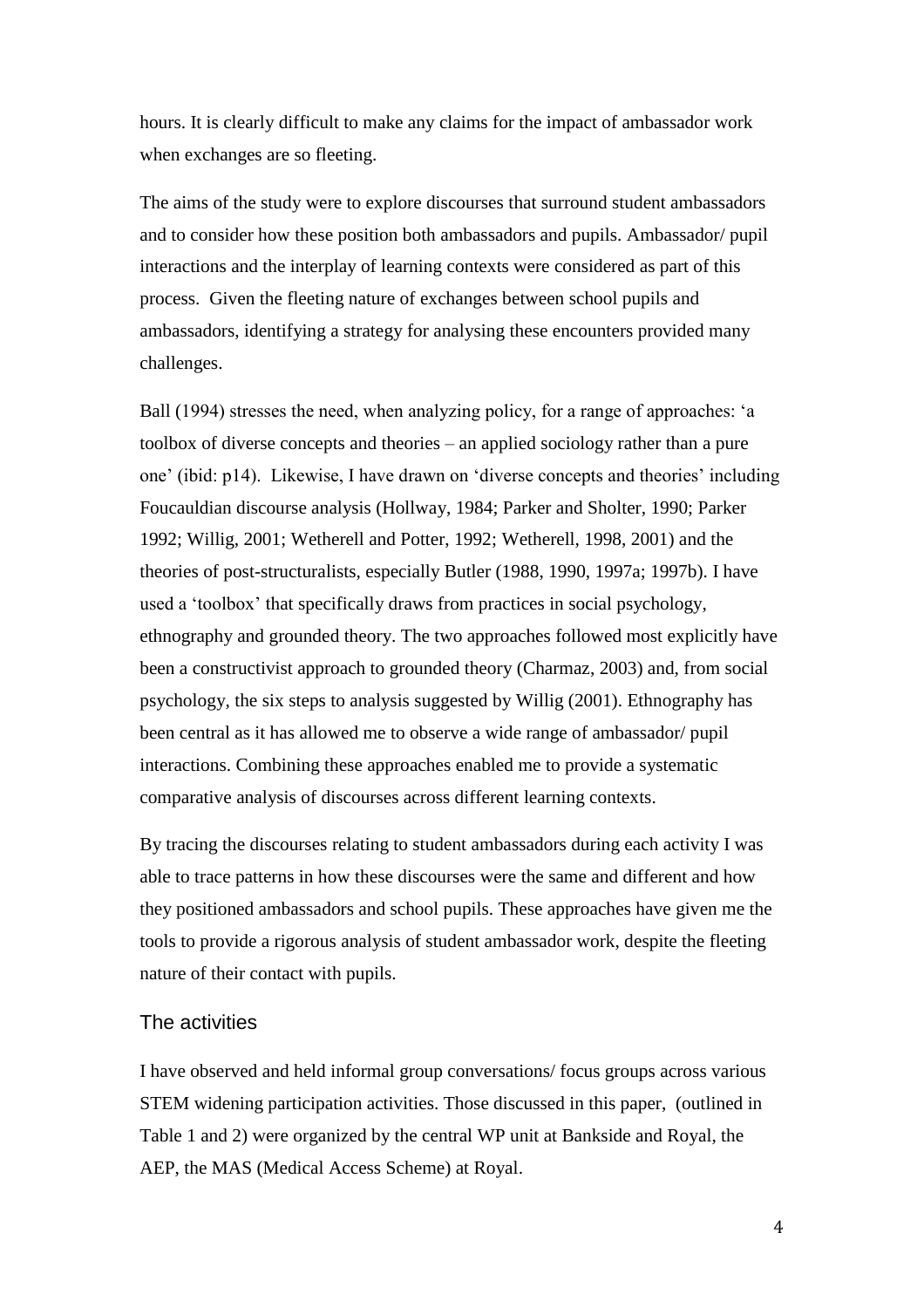hours. It is clearly difficult to make any claims for the impact of ambassador work when exchanges are so fleeting.

The aims of the study were to explore discourses that surround student ambassadors and to consider how these position both ambassadors and pupils. Ambassador/ pupil interactions and the interplay of learning contexts were considered as part of this process. Given the fleeting nature of exchanges between school pupils and ambassadors, identifying a strategy for analysing these encounters provided many challenges.

Ball (1994) stresses the need, when analyzing policy, for a range of approaches: 'a toolbox of diverse concepts and theories – an applied sociology rather than a pure one' (ibid: p14). Likewise, I have drawn on 'diverse concepts and theories' including Foucauldian discourse analysis (Hollway, 1984; Parker and Sholter, 1990; Parker 1992; Willig, 2001; Wetherell and Potter, 1992; Wetherell, 1998, 2001) and the theories of post-structuralists, especially Butler (1988, 1990, 1997a; 1997b). I have used a 'toolbox' that specifically draws from practices in social psychology, ethnography and grounded theory. The two approaches followed most explicitly have been a constructivist approach to grounded theory (Charmaz, 2003) and, from social psychology, the six steps to analysis suggested by Willig (2001). Ethnography has been central as it has allowed me to observe a wide range of ambassador/ pupil interactions. Combining these approaches enabled me to provide a systematic comparative analysis of discourses across different learning contexts.

By tracing the discourses relating to student ambassadors during each activity I was able to trace patterns in how these discourses were the same and different and how they positioned ambassadors and school pupils. These approaches have given me the tools to provide a rigorous analysis of student ambassador work, despite the fleeting nature of their contact with pupils.

## The activities

I have observed and held informal group conversations/ focus groups across various STEM widening participation activities. Those discussed in this paper, (outlined in Table 1 and 2) were organized by the central WP unit at Bankside and Royal, the AEP, the MAS (Medical Access Scheme) at Royal.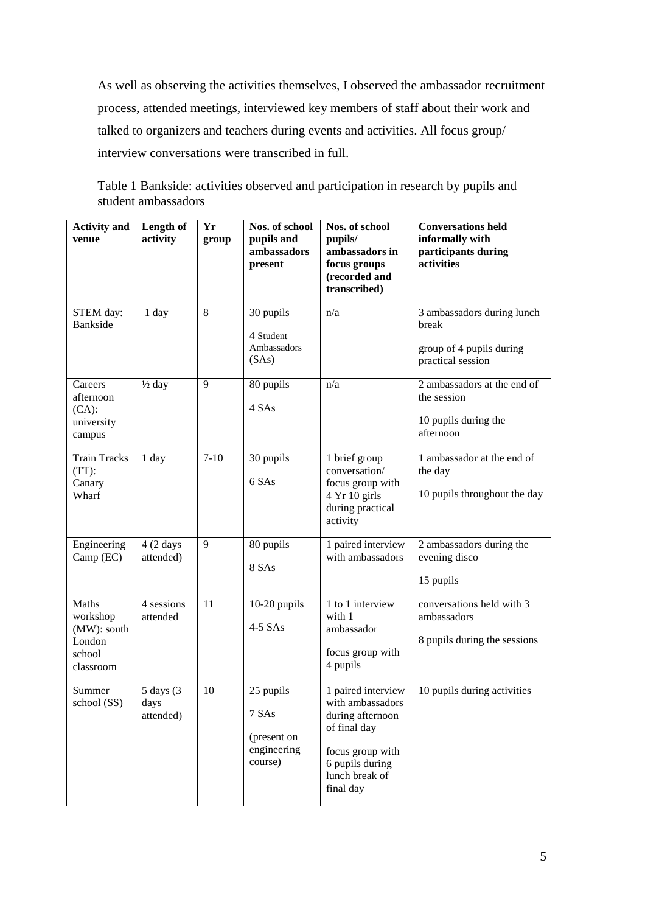As well as observing the activities themselves, I observed the ambassador recruitment process, attended meetings, interviewed key members of staff about their work and talked to organizers and teachers during events and activities. All focus group/ interview conversations were transcribed in full.

Table 1 Bankside: activities observed and participation in research by pupils and student ambassadors

| Activity and venue | Length of activity | Yr group | Nos. of school pupils and ambassadors present | Nos. of school pupils/ ambassadors in focus groups (recorded and transcribed) | Conversations held informally with participants during activities |
|---|---|---|---|---|---|
| STEM day: Bankside | 1 day | 8 | 30 pupils<br>4 Student Ambassadors (SAs) | n/a | 3 ambassadors during lunch break<br>group of 4 pupils during practical session |
| Careers afternoon (CA): university campus | ½ day | 9 | 80 pupils<br>4 SAs | n/a | 2 ambassadors at the end of the session<br>10 pupils during the afternoon |
| Train Tracks (TT): Canary Wharf | 1 day | 7-10 | 30 pupils<br>6 SAs | 1 brief group conversation/ focus group with 4 Yr 10 girls during practical activity | 1 ambassador at the end of the day<br>10 pupils throughout the day |
| Engineering Camp (EC) | 4 (2 days attended) | 9 | 80 pupils<br>8 SAs | 1 paired interview with ambassadors | 2 ambassadors during the evening disco<br>15 pupils |
| Maths workshop (MW): south London school classroom | 4 sessions attended | 11 | 10-20 pupils<br>4-5 SAs | 1 to 1 interview with 1 ambassador<br>focus group with 4 pupils | conversations held with 3 ambassadors<br>8 pupils during the sessions |
| Summer school (SS) | 5 days (3 days attended) | 10 | 25 pupils<br>7 SAs<br>(present on engineering course) | 1 paired interview with ambassadors during afternoon of final day<br>focus group with 6 pupils during lunch break of final day | 10 pupils during activities |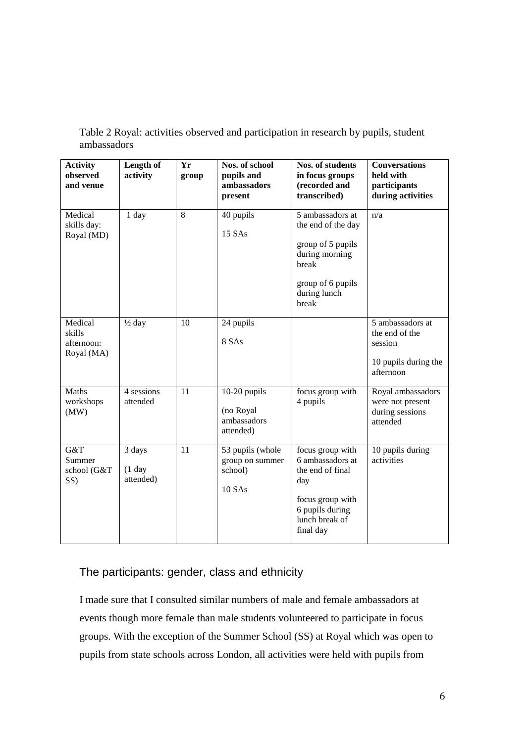Table 2 Royal: activities observed and participation in research by pupils, student ambassadors

| Activity observed and venue | Length of activity | Yr group | Nos. of school pupils and ambassadors present | Nos. of students in focus groups (recorded and transcribed) | Conversations held with participants during activities |
|---|---|---|---|---|---|
| Medical skills day: Royal (MD) | 1 day | 8 | 40 pupils<br><br>15 SAs | 5 ambassadors at the end of the day<br><br>group of 5 pupils during morning break<br><br>group of 6 pupils during lunch break | n/a |
| Medical skills afternoon: Royal (MA) | ½ day | 10 | 24 pupils<br><br>8 SAs | | 5 ambassadors at the end of the session<br><br>10 pupils during the afternoon |
| Maths workshops (MW) | 4 sessions attended | 11 | 10-20 pupils<br><br>(no Royal ambassadors attended) | focus group with 4 pupils | Royal ambassadors were not present during sessions attended |
| G&T Summer school (G&T SS) | 3 days<br><br>(1 day attended) | 11 | 53 pupils (whole group on summer school)<br><br>10 SAs | focus group with 6 ambassadors at the end of final day<br><br>focus group with 6 pupils during lunch break of final day | 10 pupils during activities |

## The participants: gender, class and ethnicity

I made sure that I consulted similar numbers of male and female ambassadors at events though more female than male students volunteered to participate in focus groups. With the exception of the Summer School (SS) at Royal which was open to pupils from state schools across London, all activities were held with pupils from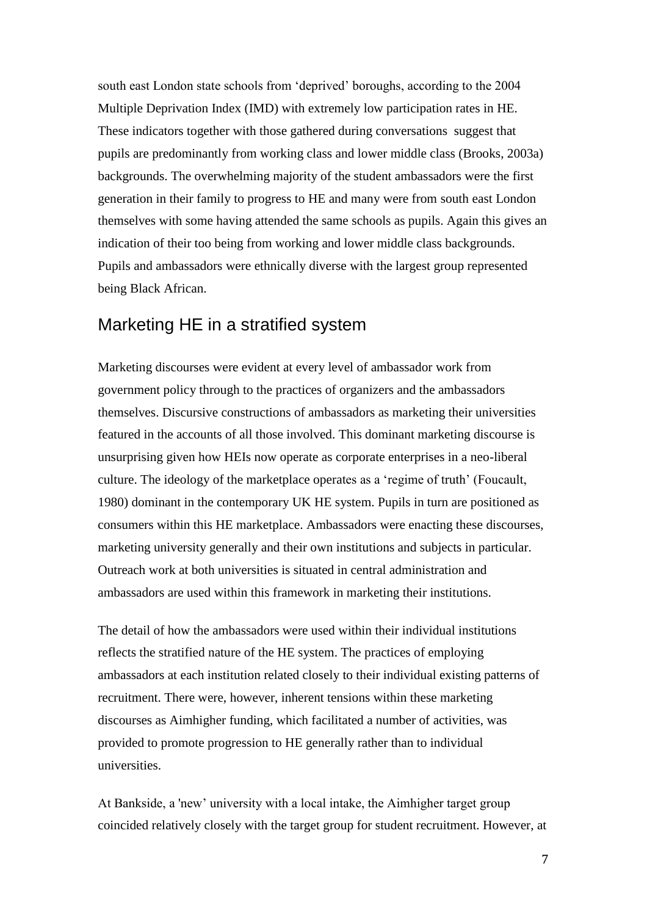south east London state schools from 'deprived' boroughs, according to the 2004 Multiple Deprivation Index (IMD) with extremely low participation rates in HE. These indicators together with those gathered during conversations suggest that pupils are predominantly from working class and lower middle class (Brooks, 2003a) backgrounds. The overwhelming majority of the student ambassadors were the first generation in their family to progress to HE and many were from south east London themselves with some having attended the same schools as pupils. Again this gives an indication of their too being from working and lower middle class backgrounds. Pupils and ambassadors were ethnically diverse with the largest group represented being Black African.

## Marketing HE in a stratified system

Marketing discourses were evident at every level of ambassador work from government policy through to the practices of organizers and the ambassadors themselves. Discursive constructions of ambassadors as marketing their universities featured in the accounts of all those involved. This dominant marketing discourse is unsurprising given how HEIs now operate as corporate enterprises in a neo-liberal culture. The ideology of the marketplace operates as a 'regime of truth' (Foucault, 1980) dominant in the contemporary UK HE system. Pupils in turn are positioned as consumers within this HE marketplace. Ambassadors were enacting these discourses, marketing university generally and their own institutions and subjects in particular. Outreach work at both universities is situated in central administration and ambassadors are used within this framework in marketing their institutions.

The detail of how the ambassadors were used within their individual institutions reflects the stratified nature of the HE system. The practices of employing ambassadors at each institution related closely to their individual existing patterns of recruitment. There were, however, inherent tensions within these marketing discourses as Aimhigher funding, which facilitated a number of activities, was provided to promote progression to HE generally rather than to individual universities.

At Bankside, a 'new' university with a local intake, the Aimhigher target group coincided relatively closely with the target group for student recruitment. However, at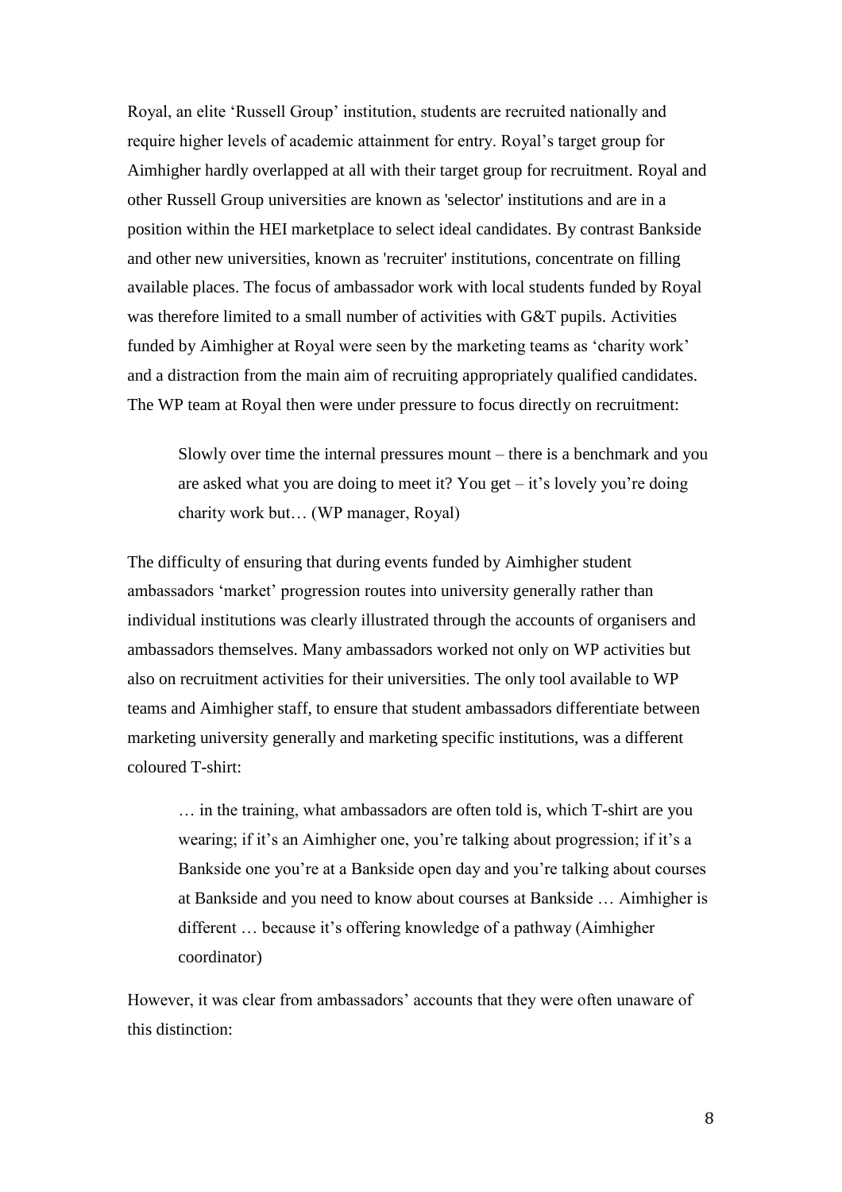Royal, an elite 'Russell Group' institution, students are recruited nationally and require higher levels of academic attainment for entry. Royal's target group for Aimhigher hardly overlapped at all with their target group for recruitment. Royal and other Russell Group universities are known as 'selector' institutions and are in a position within the HEI marketplace to select ideal candidates. By contrast Bankside and other new universities, known as 'recruiter' institutions, concentrate on filling available places. The focus of ambassador work with local students funded by Royal was therefore limited to a small number of activities with G&T pupils. Activities funded by Aimhigher at Royal were seen by the marketing teams as 'charity work' and a distraction from the main aim of recruiting appropriately qualified candidates. The WP team at Royal then were under pressure to focus directly on recruitment:

> Slowly over time the internal pressures mount – there is a benchmark and you are asked what you are doing to meet it? You get – it's lovely you're doing charity work but… (WP manager, Royal)

The difficulty of ensuring that during events funded by Aimhigher student ambassadors 'market' progression routes into university generally rather than individual institutions was clearly illustrated through the accounts of organisers and ambassadors themselves. Many ambassadors worked not only on WP activities but also on recruitment activities for their universities. The only tool available to WP teams and Aimhigher staff, to ensure that student ambassadors differentiate between marketing university generally and marketing specific institutions, was a different coloured T-shirt:

> … in the training, what ambassadors are often told is, which T-shirt are you wearing; if it's an Aimhigher one, you're talking about progression; if it's a Bankside one you're at a Bankside open day and you're talking about courses at Bankside and you need to know about courses at Bankside … Aimhigher is different … because it's offering knowledge of a pathway (Aimhigher coordinator)

However, it was clear from ambassadors' accounts that they were often unaware of this distinction: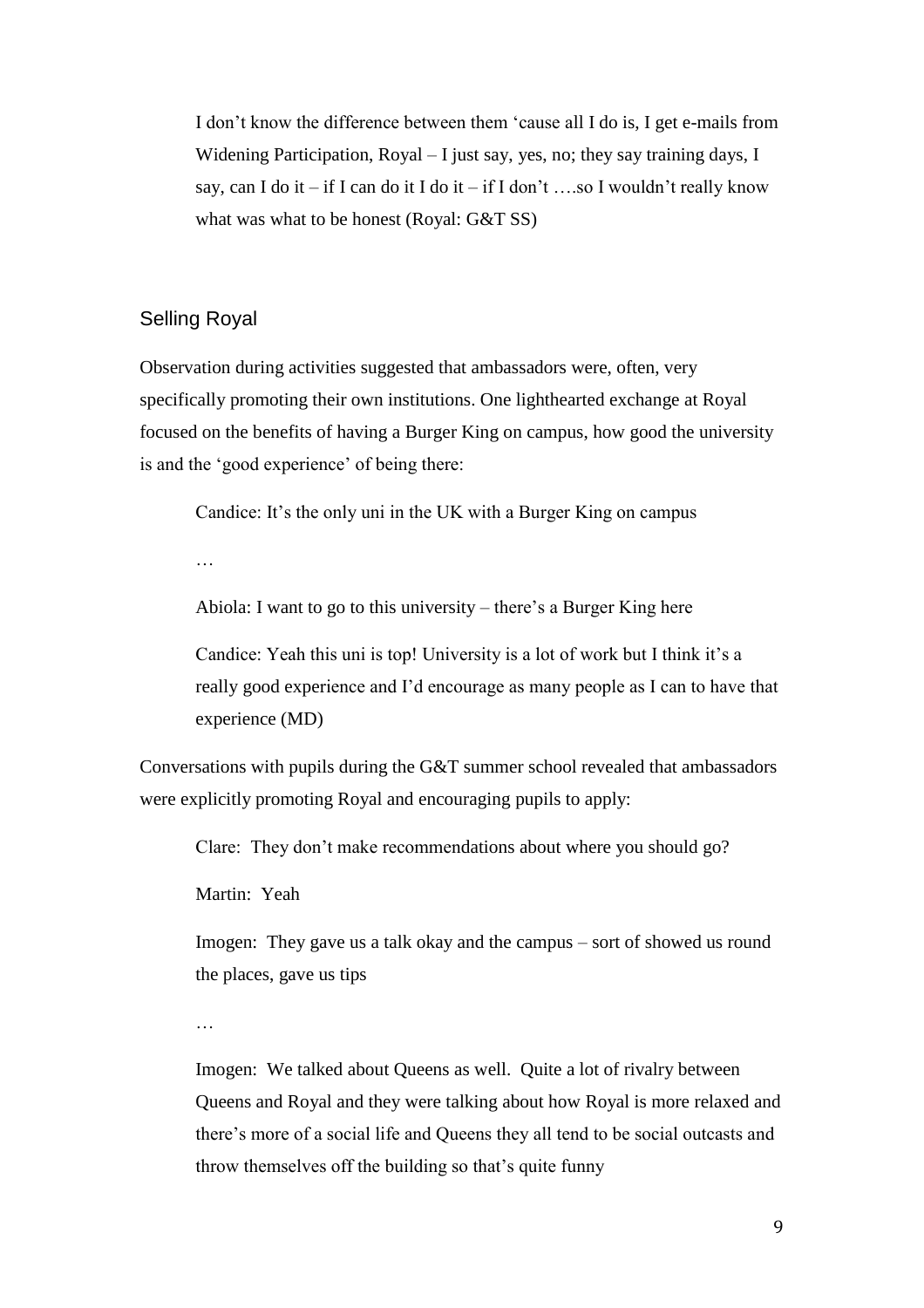> I don't know the difference between them 'cause all I do is, I get e-mails from Widening Participation, Royal – I just say, yes, no; they say training days, I say, can I do it – if I can do it I do it – if I don't ….so I wouldn't really know what was what to be honest (Royal: G&T SS)

## Selling Royal

Observation during activities suggested that ambassadors were, often, very specifically promoting their own institutions. One lighthearted exchange at Royal focused on the benefits of having a Burger King on campus, how good the university is and the 'good experience' of being there:

> Candice: It's the only uni in the UK with a Burger King on campus
>
> …
>
> Abiola: I want to go to this university – there's a Burger King here
>
> Candice: Yeah this uni is top! University is a lot of work but I think it's a really good experience and I'd encourage as many people as I can to have that experience (MD)

Conversations with pupils during the G&T summer school revealed that ambassadors were explicitly promoting Royal and encouraging pupils to apply:

> Clare: They don't make recommendations about where you should go?
>
> Martin: Yeah
>
> Imogen: They gave us a talk okay and the campus – sort of showed us round the places, gave us tips
>
> …
>
> Imogen: We talked about Queens as well. Quite a lot of rivalry between Queens and Royal and they were talking about how Royal is more relaxed and there's more of a social life and Queens they all tend to be social outcasts and throw themselves off the building so that's quite funny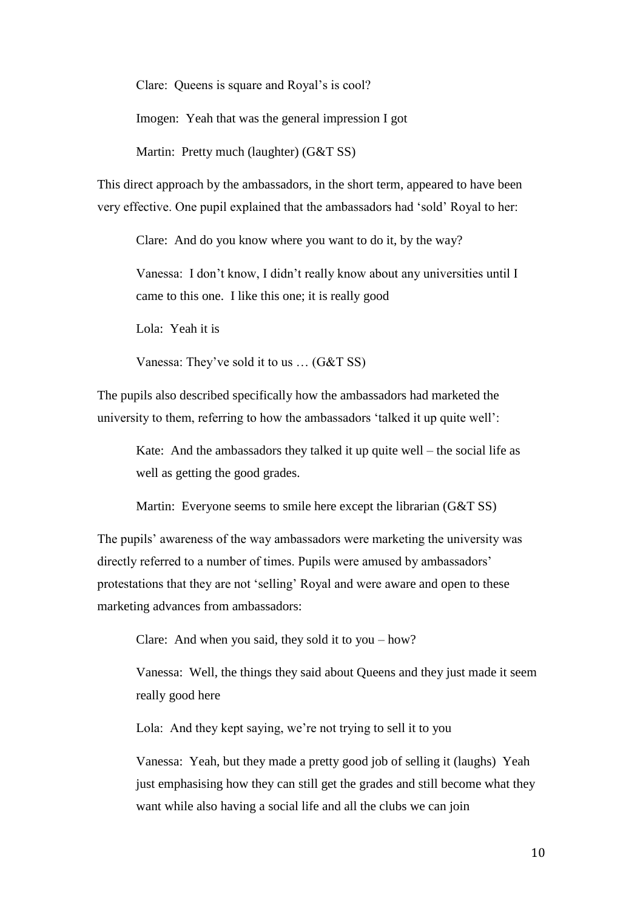> Clare: Queens is square and Royal's is cool?
>
> Imogen: Yeah that was the general impression I got
>
> Martin: Pretty much (laughter) (G&T SS)

This direct approach by the ambassadors, in the short term, appeared to have been very effective. One pupil explained that the ambassadors had 'sold' Royal to her:

> Clare: And do you know where you want to do it, by the way?
>
> Vanessa: I don't know, I didn't really know about any universities until I came to this one. I like this one; it is really good
>
> Lola: Yeah it is
>
> Vanessa: They've sold it to us … (G&T SS)

The pupils also described specifically how the ambassadors had marketed the university to them, referring to how the ambassadors 'talked it up quite well':

> Kate: And the ambassadors they talked it up quite well – the social life as well as getting the good grades.
>
> Martin: Everyone seems to smile here except the librarian (G&T SS)

The pupils' awareness of the way ambassadors were marketing the university was directly referred to a number of times. Pupils were amused by ambassadors' protestations that they are not 'selling' Royal and were aware and open to these marketing advances from ambassadors:

> Clare: And when you said, they sold it to you – how?
>
> Vanessa: Well, the things they said about Queens and they just made it seem really good here
>
> Lola: And they kept saying, we're not trying to sell it to you
>
> Vanessa: Yeah, but they made a pretty good job of selling it (laughs) Yeah just emphasising how they can still get the grades and still become what they want while also having a social life and all the clubs we can join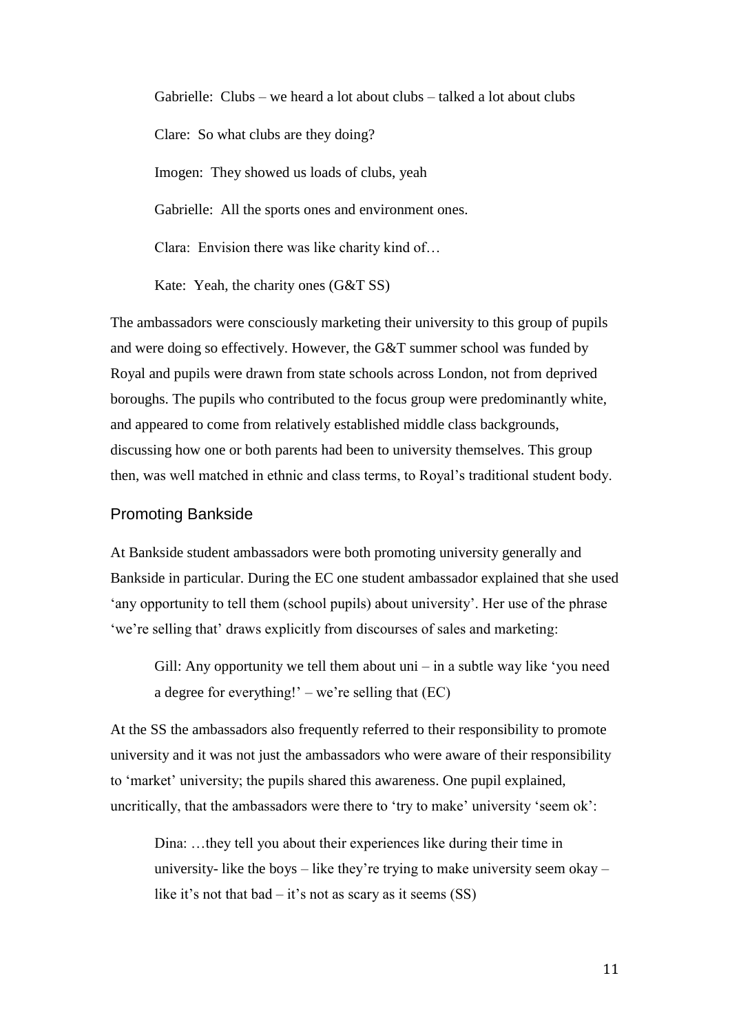> Gabrielle: Clubs – we heard a lot about clubs – talked a lot about clubs
>
> Clare: So what clubs are they doing?
>
> Imogen: They showed us loads of clubs, yeah
>
> Gabrielle: All the sports ones and environment ones.
>
> Clara: Envision there was like charity kind of…
>
> Kate: Yeah, the charity ones (G&T SS)

The ambassadors were consciously marketing their university to this group of pupils and were doing so effectively. However, the G&T summer school was funded by Royal and pupils were drawn from state schools across London, not from deprived boroughs. The pupils who contributed to the focus group were predominantly white, and appeared to come from relatively established middle class backgrounds, discussing how one or both parents had been to university themselves. This group then, was well matched in ethnic and class terms, to Royal's traditional student body.

## Promoting Bankside

At Bankside student ambassadors were both promoting university generally and Bankside in particular. During the EC one student ambassador explained that she used 'any opportunity to tell them (school pupils) about university'. Her use of the phrase 'we're selling that' draws explicitly from discourses of sales and marketing:

> Gill: Any opportunity we tell them about uni – in a subtle way like 'you need a degree for everything!' – we're selling that (EC)

At the SS the ambassadors also frequently referred to their responsibility to promote university and it was not just the ambassadors who were aware of their responsibility to 'market' university; the pupils shared this awareness. One pupil explained, uncritically, that the ambassadors were there to 'try to make' university 'seem ok':

> Dina: …they tell you about their experiences like during their time in university- like the boys – like they're trying to make university seem okay – like it's not that bad – it's not as scary as it seems (SS)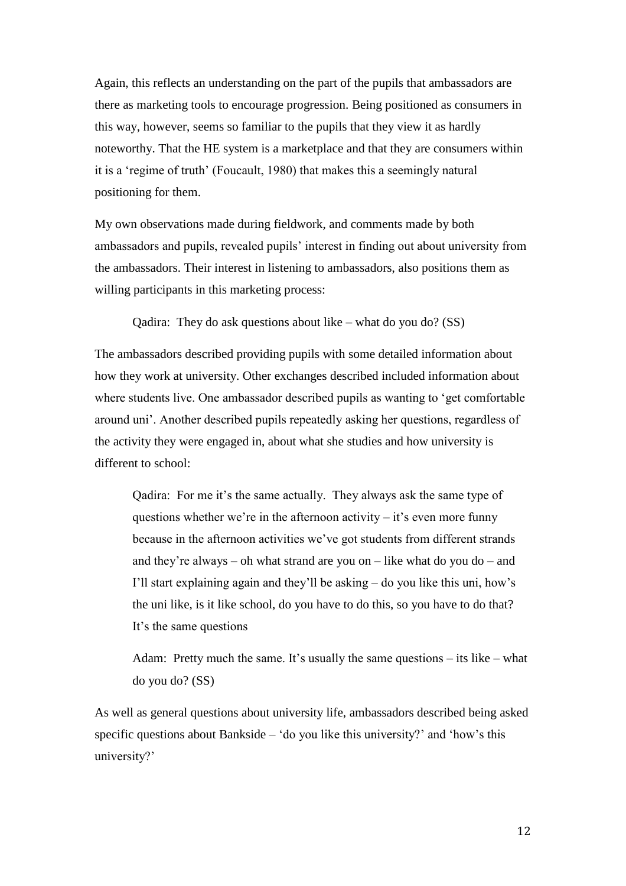Again, this reflects an understanding on the part of the pupils that ambassadors are there as marketing tools to encourage progression. Being positioned as consumers in this way, however, seems so familiar to the pupils that they view it as hardly noteworthy. That the HE system is a marketplace and that they are consumers within it is a 'regime of truth' (Foucault, 1980) that makes this a seemingly natural positioning for them.

My own observations made during fieldwork, and comments made by both ambassadors and pupils, revealed pupils' interest in finding out about university from the ambassadors. Their interest in listening to ambassadors, also positions them as willing participants in this marketing process:

> Qadira: They do ask questions about like – what do you do? (SS)

The ambassadors described providing pupils with some detailed information about how they work at university. Other exchanges described included information about where students live. One ambassador described pupils as wanting to 'get comfortable around uni'. Another described pupils repeatedly asking her questions, regardless of the activity they were engaged in, about what she studies and how university is different to school:

> Qadira: For me it's the same actually. They always ask the same type of questions whether we're in the afternoon activity – it's even more funny because in the afternoon activities we've got students from different strands and they're always – oh what strand are you on – like what do you do – and I'll start explaining again and they'll be asking – do you like this uni, how's the uni like, is it like school, do you have to do this, so you have to do that? It's the same questions
>
> Adam: Pretty much the same. It's usually the same questions – its like – what do you do? (SS)

As well as general questions about university life, ambassadors described being asked specific questions about Bankside – 'do you like this university?' and 'how's this university?'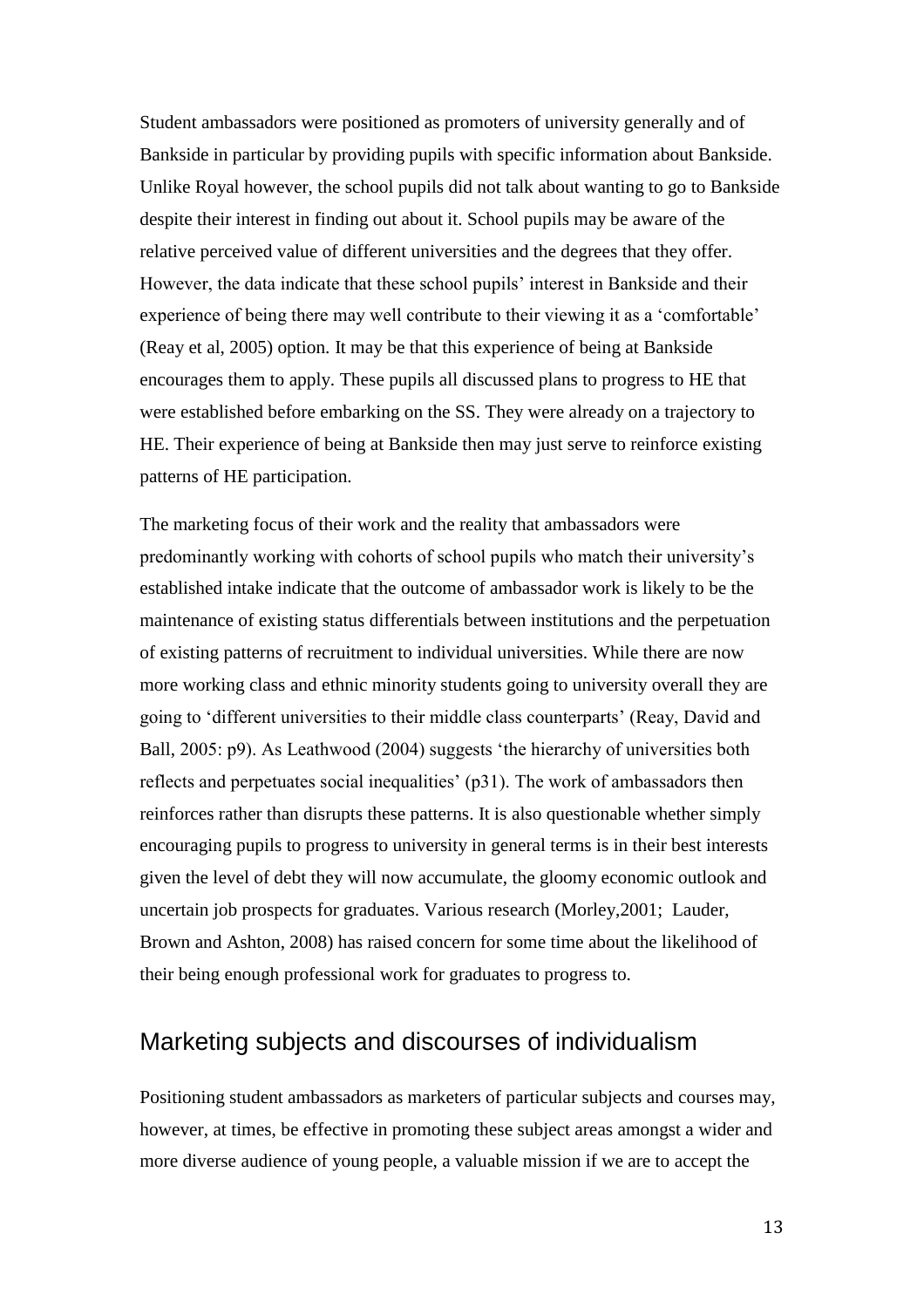Student ambassadors were positioned as promoters of university generally and of Bankside in particular by providing pupils with specific information about Bankside. Unlike Royal however, the school pupils did not talk about wanting to go to Bankside despite their interest in finding out about it. School pupils may be aware of the relative perceived value of different universities and the degrees that they offer. However, the data indicate that these school pupils' interest in Bankside and their experience of being there may well contribute to their viewing it as a 'comfortable' (Reay et al, 2005) option. It may be that this experience of being at Bankside encourages them to apply. These pupils all discussed plans to progress to HE that were established before embarking on the SS. They were already on a trajectory to HE. Their experience of being at Bankside then may just serve to reinforce existing patterns of HE participation.

The marketing focus of their work and the reality that ambassadors were predominantly working with cohorts of school pupils who match their university's established intake indicate that the outcome of ambassador work is likely to be the maintenance of existing status differentials between institutions and the perpetuation of existing patterns of recruitment to individual universities. While there are now more working class and ethnic minority students going to university overall they are going to 'different universities to their middle class counterparts' (Reay, David and Ball, 2005: p9). As Leathwood (2004) suggests 'the hierarchy of universities both reflects and perpetuates social inequalities' (p31). The work of ambassadors then reinforces rather than disrupts these patterns. It is also questionable whether simply encouraging pupils to progress to university in general terms is in their best interests given the level of debt they will now accumulate, the gloomy economic outlook and uncertain job prospects for graduates. Various research (Morley,2001; Lauder, Brown and Ashton, 2008) has raised concern for some time about the likelihood of their being enough professional work for graduates to progress to.

## Marketing subjects and discourses of individualism

Positioning student ambassadors as marketers of particular subjects and courses may, however, at times, be effective in promoting these subject areas amongst a wider and more diverse audience of young people, a valuable mission if we are to accept the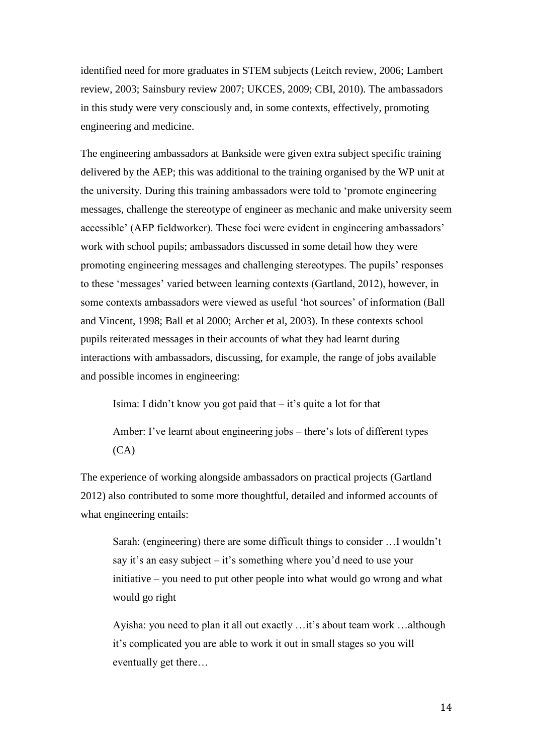identified need for more graduates in STEM subjects (Leitch review, 2006; Lambert review, 2003; Sainsbury review 2007; UKCES, 2009; CBI, 2010). The ambassadors in this study were very consciously and, in some contexts, effectively, promoting engineering and medicine.

The engineering ambassadors at Bankside were given extra subject specific training delivered by the AEP; this was additional to the training organised by the WP unit at the university. During this training ambassadors were told to 'promote engineering messages, challenge the stereotype of engineer as mechanic and make university seem accessible' (AEP fieldworker). These foci were evident in engineering ambassadors' work with school pupils; ambassadors discussed in some detail how they were promoting engineering messages and challenging stereotypes. The pupils' responses to these 'messages' varied between learning contexts (Gartland, 2012), however, in some contexts ambassadors were viewed as useful 'hot sources' of information (Ball and Vincent, 1998; Ball et al 2000; Archer et al, 2003). In these contexts school pupils reiterated messages in their accounts of what they had learnt during interactions with ambassadors, discussing, for example, the range of jobs available and possible incomes in engineering:

> Isima: I didn't know you got paid that – it's quite a lot for that
>
> Amber: I've learnt about engineering jobs – there's lots of different types (CA)

The experience of working alongside ambassadors on practical projects (Gartland 2012) also contributed to some more thoughtful, detailed and informed accounts of what engineering entails:

> Sarah: (engineering) there are some difficult things to consider …I wouldn't say it's an easy subject – it's something where you'd need to use your initiative – you need to put other people into what would go wrong and what would go right
>
> Ayisha: you need to plan it all out exactly …it's about team work …although it's complicated you are able to work it out in small stages so you will eventually get there…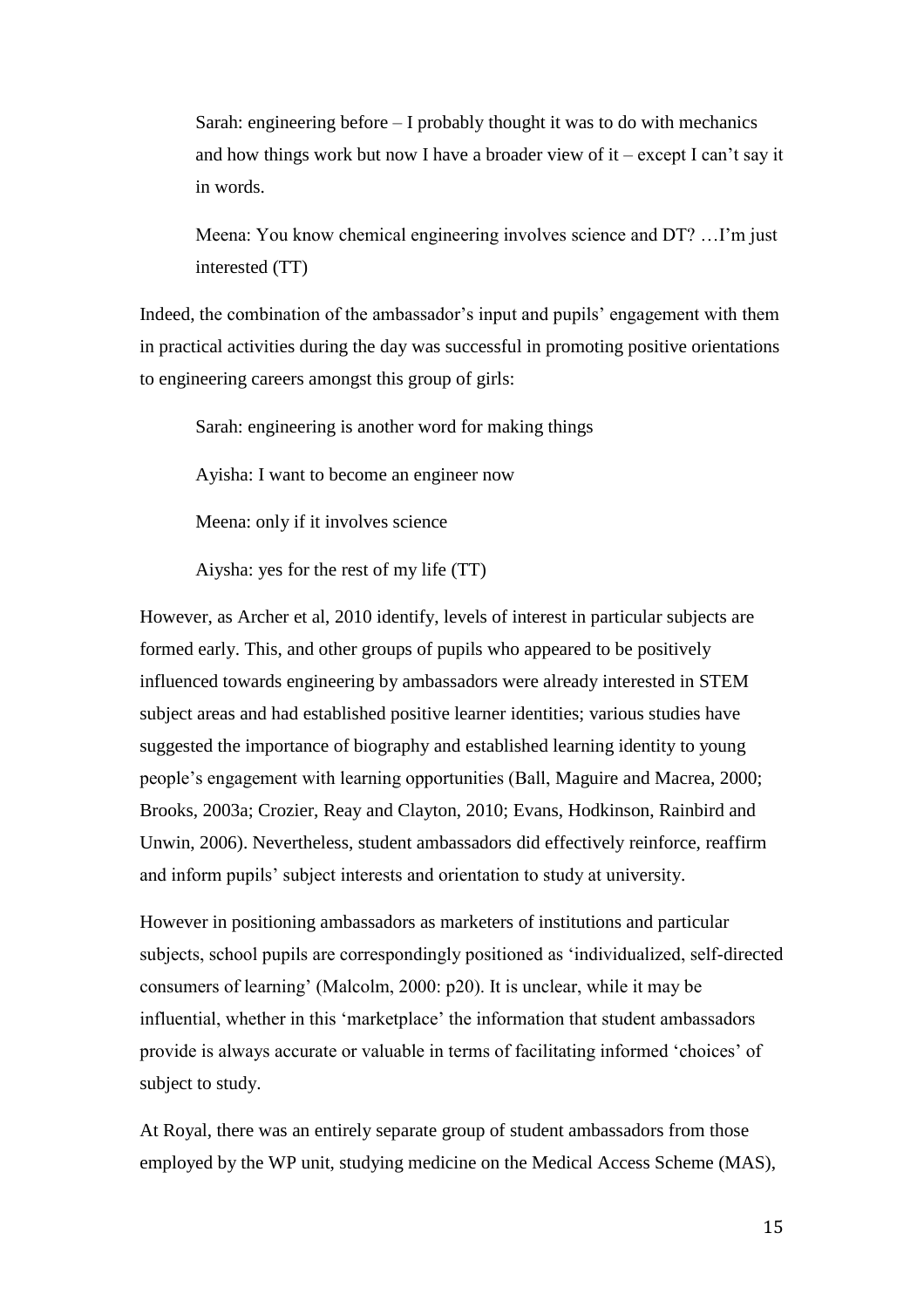> Sarah: engineering before – I probably thought it was to do with mechanics and how things work but now I have a broader view of it – except I can't say it in words.
>
> Meena: You know chemical engineering involves science and DT? …I'm just interested (TT)

Indeed, the combination of the ambassador's input and pupils' engagement with them in practical activities during the day was successful in promoting positive orientations to engineering careers amongst this group of girls:

> Sarah: engineering is another word for making things
>
> Ayisha: I want to become an engineer now
>
> Meena: only if it involves science
>
> Aiysha: yes for the rest of my life (TT)

However, as Archer et al, 2010 identify, levels of interest in particular subjects are formed early. This, and other groups of pupils who appeared to be positively influenced towards engineering by ambassadors were already interested in STEM subject areas and had established positive learner identities; various studies have suggested the importance of biography and established learning identity to young people's engagement with learning opportunities (Ball, Maguire and Macrea, 2000; Brooks, 2003a; Crozier, Reay and Clayton, 2010; Evans, Hodkinson, Rainbird and Unwin, 2006). Nevertheless, student ambassadors did effectively reinforce, reaffirm and inform pupils' subject interests and orientation to study at university.

However in positioning ambassadors as marketers of institutions and particular subjects, school pupils are correspondingly positioned as 'individualized, self-directed consumers of learning' (Malcolm, 2000: p20). It is unclear, while it may be influential, whether in this 'marketplace' the information that student ambassadors provide is always accurate or valuable in terms of facilitating informed 'choices' of subject to study.

At Royal, there was an entirely separate group of student ambassadors from those employed by the WP unit, studying medicine on the Medical Access Scheme (MAS),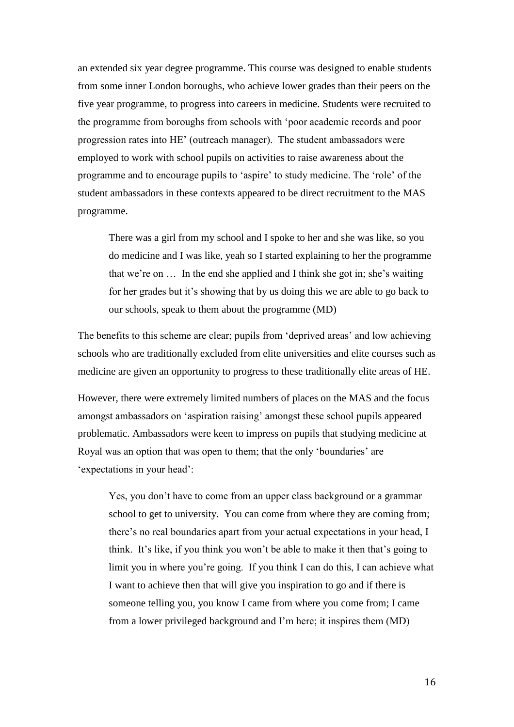an extended six year degree programme. This course was designed to enable students from some inner London boroughs, who achieve lower grades than their peers on the five year programme, to progress into careers in medicine. Students were recruited to the programme from boroughs from schools with 'poor academic records and poor progression rates into HE' (outreach manager). The student ambassadors were employed to work with school pupils on activities to raise awareness about the programme and to encourage pupils to 'aspire' to study medicine. The 'role' of the student ambassadors in these contexts appeared to be direct recruitment to the MAS programme.

> There was a girl from my school and I spoke to her and she was like, so you do medicine and I was like, yeah so I started explaining to her the programme that we're on … In the end she applied and I think she got in; she's waiting for her grades but it's showing that by us doing this we are able to go back to our schools, speak to them about the programme (MD)

The benefits to this scheme are clear; pupils from 'deprived areas' and low achieving schools who are traditionally excluded from elite universities and elite courses such as medicine are given an opportunity to progress to these traditionally elite areas of HE.

However, there were extremely limited numbers of places on the MAS and the focus amongst ambassadors on 'aspiration raising' amongst these school pupils appeared problematic. Ambassadors were keen to impress on pupils that studying medicine at Royal was an option that was open to them; that the only 'boundaries' are 'expectations in your head':

> Yes, you don't have to come from an upper class background or a grammar school to get to university. You can come from where they are coming from; there's no real boundaries apart from your actual expectations in your head, I think. It's like, if you think you won't be able to make it then that's going to limit you in where you're going. If you think I can do this, I can achieve what I want to achieve then that will give you inspiration to go and if there is someone telling you, you know I came from where you come from; I came from a lower privileged background and I'm here; it inspires them (MD)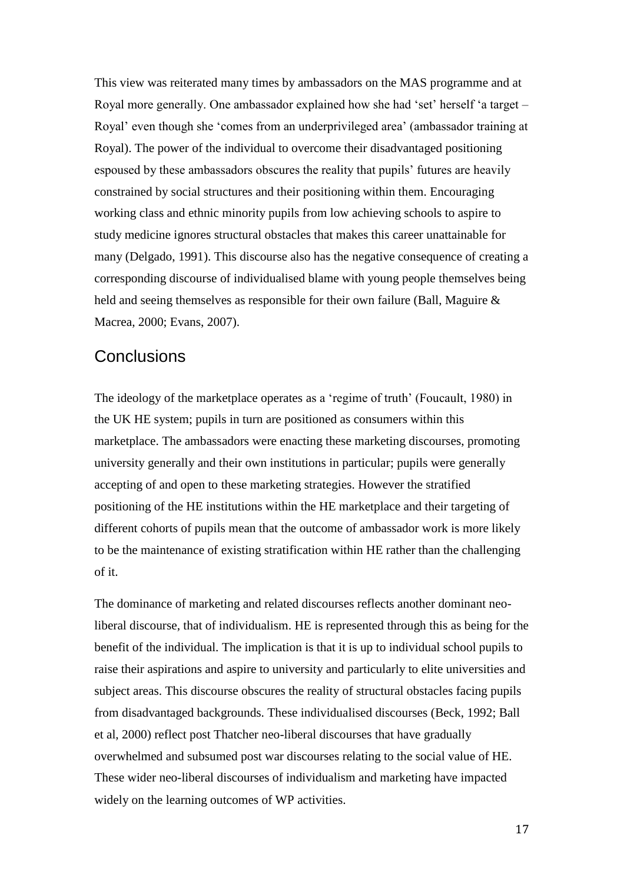This view was reiterated many times by ambassadors on the MAS programme and at Royal more generally. One ambassador explained how she had 'set' herself 'a target – Royal' even though she 'comes from an underprivileged area' (ambassador training at Royal). The power of the individual to overcome their disadvantaged positioning espoused by these ambassadors obscures the reality that pupils' futures are heavily constrained by social structures and their positioning within them. Encouraging working class and ethnic minority pupils from low achieving schools to aspire to study medicine ignores structural obstacles that makes this career unattainable for many (Delgado, 1991). This discourse also has the negative consequence of creating a corresponding discourse of individualised blame with young people themselves being held and seeing themselves as responsible for their own failure (Ball, Maguire & Macrea, 2000; Evans, 2007).

## Conclusions

The ideology of the marketplace operates as a 'regime of truth' (Foucault, 1980) in the UK HE system; pupils in turn are positioned as consumers within this marketplace. The ambassadors were enacting these marketing discourses, promoting university generally and their own institutions in particular; pupils were generally accepting of and open to these marketing strategies. However the stratified positioning of the HE institutions within the HE marketplace and their targeting of different cohorts of pupils mean that the outcome of ambassador work is more likely to be the maintenance of existing stratification within HE rather than the challenging of it.

The dominance of marketing and related discourses reflects another dominant neo-liberal discourse, that of individualism. HE is represented through this as being for the benefit of the individual. The implication is that it is up to individual school pupils to raise their aspirations and aspire to university and particularly to elite universities and subject areas. This discourse obscures the reality of structural obstacles facing pupils from disadvantaged backgrounds. These individualised discourses (Beck, 1992; Ball et al, 2000) reflect post Thatcher neo-liberal discourses that have gradually overwhelmed and subsumed post war discourses relating to the social value of HE. These wider neo-liberal discourses of individualism and marketing have impacted widely on the learning outcomes of WP activities.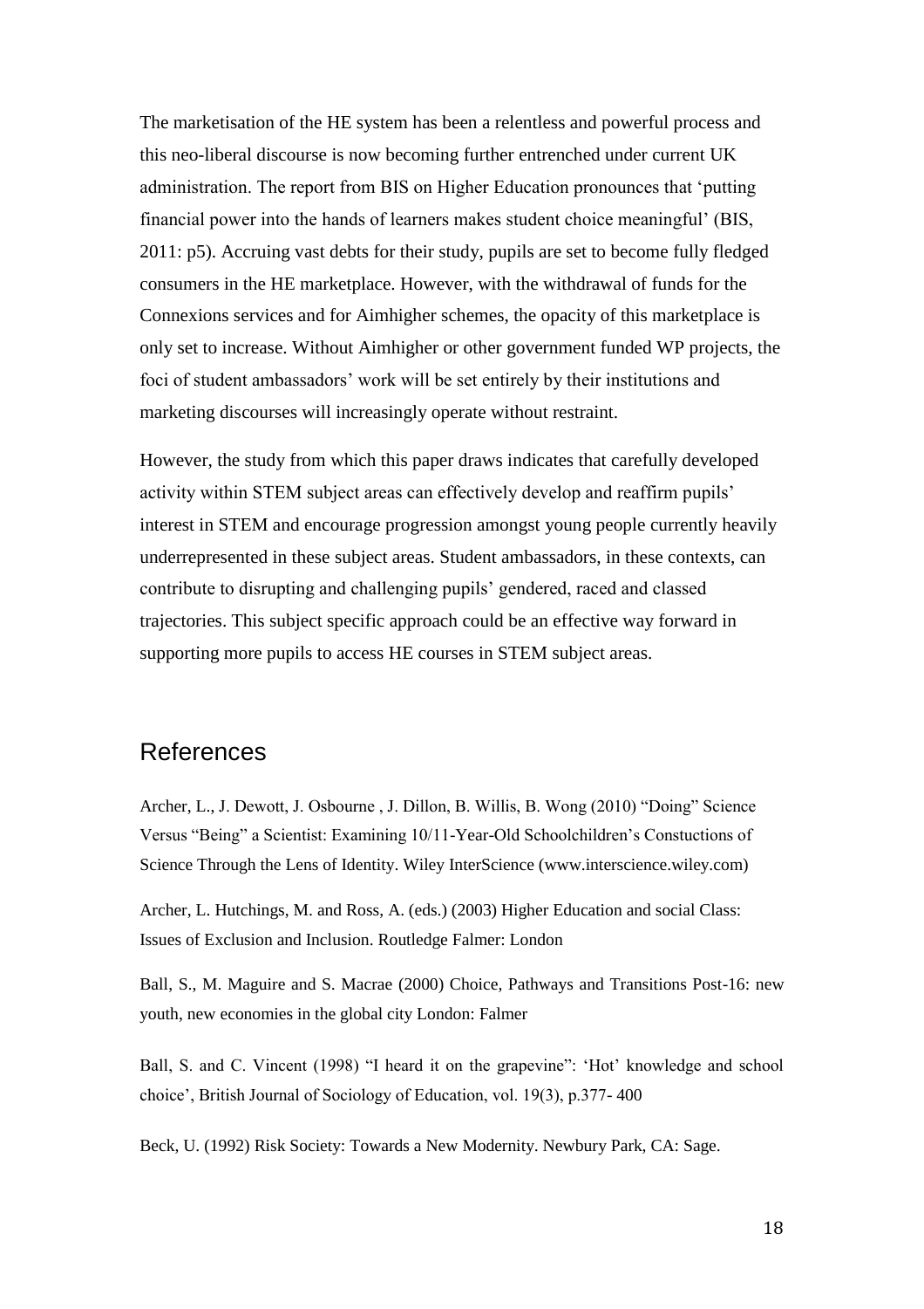The marketisation of the HE system has been a relentless and powerful process and this neo-liberal discourse is now becoming further entrenched under current UK administration. The report from BIS on Higher Education pronounces that 'putting financial power into the hands of learners makes student choice meaningful' (BIS, 2011: p5). Accruing vast debts for their study, pupils are set to become fully fledged consumers in the HE marketplace. However, with the withdrawal of funds for the Connexions services and for Aimhigher schemes, the opacity of this marketplace is only set to increase. Without Aimhigher or other government funded WP projects, the foci of student ambassadors' work will be set entirely by their institutions and marketing discourses will increasingly operate without restraint.

However, the study from which this paper draws indicates that carefully developed activity within STEM subject areas can effectively develop and reaffirm pupils' interest in STEM and encourage progression amongst young people currently heavily underrepresented in these subject areas. Student ambassadors, in these contexts, can contribute to disrupting and challenging pupils' gendered, raced and classed trajectories. This subject specific approach could be an effective way forward in supporting more pupils to access HE courses in STEM subject areas.

## References

Archer, L., J. Dewott, J. Osbourne , J. Dillon, B. Willis, B. Wong (2010) "Doing" Science Versus "Being" a Scientist: Examining 10/11-Year-Old Schoolchildren's Constuctions of Science Through the Lens of Identity. Wiley InterScience (www.interscience.wiley.com)

Archer, L. Hutchings, M. and Ross, A. (eds.) (2003) Higher Education and social Class: Issues of Exclusion and Inclusion. Routledge Falmer: London

Ball, S., M. Maguire and S. Macrae (2000) Choice, Pathways and Transitions Post-16: new youth, new economies in the global city London: Falmer

Ball, S. and C. Vincent (1998) "I heard it on the grapevine": 'Hot' knowledge and school choice', British Journal of Sociology of Education, vol. 19(3), p.377- 400

Beck, U. (1992) Risk Society: Towards a New Modernity. Newbury Park, CA: Sage.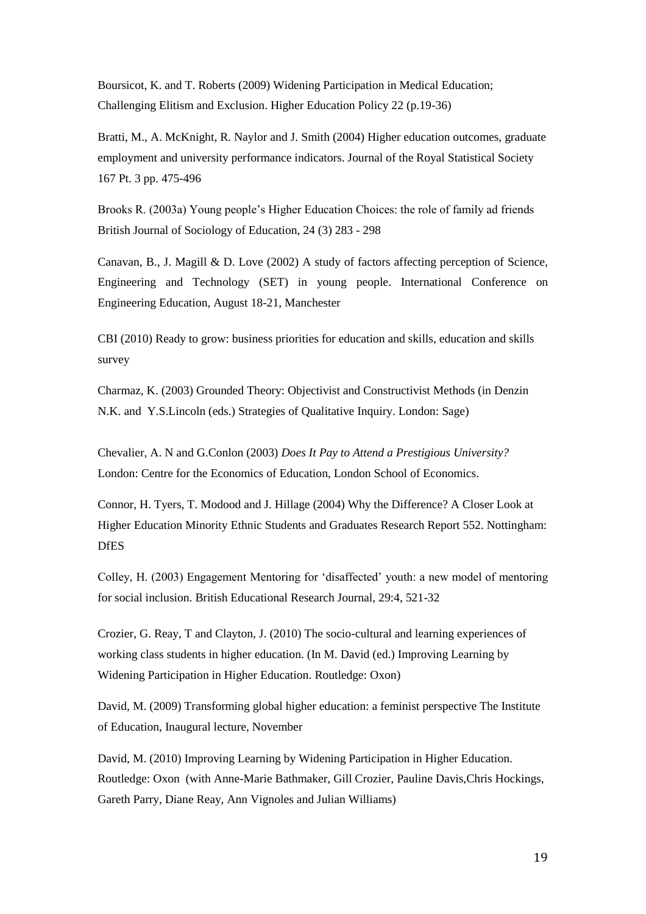Boursicot, K. and T. Roberts (2009) Widening Participation in Medical Education; Challenging Elitism and Exclusion. Higher Education Policy 22 (p.19-36)

Bratti, M., A. McKnight, R. Naylor and J. Smith (2004) Higher education outcomes, graduate employment and university performance indicators. Journal of the Royal Statistical Society 167 Pt. 3 pp. 475-496

Brooks R. (2003a) Young people's Higher Education Choices: the role of family ad friends British Journal of Sociology of Education, 24 (3) 283 - 298

Canavan, B., J. Magill & D. Love (2002) A study of factors affecting perception of Science, Engineering and Technology (SET) in young people. International Conference on Engineering Education, August 18-21, Manchester

CBI (2010) Ready to grow: business priorities for education and skills, education and skills survey

Charmaz, K. (2003) Grounded Theory: Objectivist and Constructivist Methods (in Denzin N.K. and Y.S.Lincoln (eds.) Strategies of Qualitative Inquiry. London: Sage)

Chevalier, A. N and G.Conlon (2003) *Does It Pay to Attend a Prestigious University?* London: Centre for the Economics of Education, London School of Economics.

Connor, H. Tyers, T. Modood and J. Hillage (2004) Why the Difference? A Closer Look at Higher Education Minority Ethnic Students and Graduates Research Report 552. Nottingham: DfES

Colley, H. (2003) Engagement Mentoring for 'disaffected' youth: a new model of mentoring for social inclusion. British Educational Research Journal, 29:4, 521-32

Crozier, G. Reay, T and Clayton, J. (2010) The socio-cultural and learning experiences of working class students in higher education. (In M. David (ed.) Improving Learning by Widening Participation in Higher Education. Routledge: Oxon)

David, M. (2009) Transforming global higher education: a feminist perspective The Institute of Education, Inaugural lecture, November

David, M. (2010) Improving Learning by Widening Participation in Higher Education. Routledge: Oxon (with Anne-Marie Bathmaker, Gill Crozier, Pauline Davis,Chris Hockings, Gareth Parry, Diane Reay, Ann Vignoles and Julian Williams)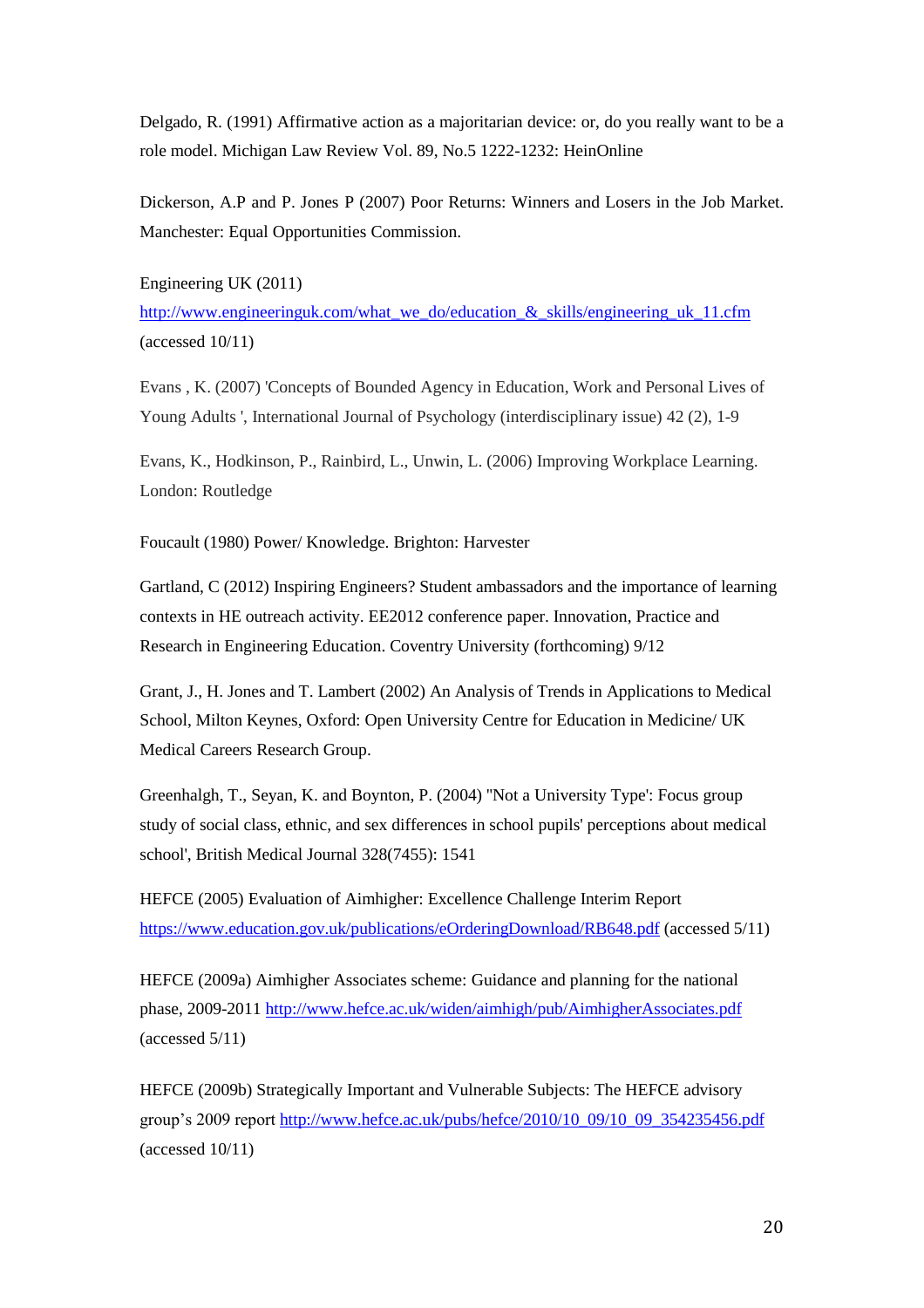Delgado, R. (1991) Affirmative action as a majoritarian device: or, do you really want to be a role model. Michigan Law Review Vol. 89, No.5 1222-1232: HeinOnline

Dickerson, A.P and P. Jones P (2007) Poor Returns: Winners and Losers in the Job Market. Manchester: Equal Opportunities Commission.

Engineering UK (2011) http://www.engineeringuk.com/what_we_do/education_&_skills/engineering_uk_11.cfm (accessed 10/11)

Evans , K. (2007) 'Concepts of Bounded Agency in Education, Work and Personal Lives of Young Adults ', International Journal of Psychology (interdisciplinary issue) 42 (2), 1-9

Evans, K., Hodkinson, P., Rainbird, L., Unwin, L. (2006) Improving Workplace Learning. London: Routledge

Foucault (1980) Power/ Knowledge. Brighton: Harvester

Gartland, C (2012) Inspiring Engineers? Student ambassadors and the importance of learning contexts in HE outreach activity. EE2012 conference paper. Innovation, Practice and Research in Engineering Education. Coventry University (forthcoming) 9/12

Grant, J., H. Jones and T. Lambert (2002) An Analysis of Trends in Applications to Medical School, Milton Keynes, Oxford: Open University Centre for Education in Medicine/ UK Medical Careers Research Group.

Greenhalgh, T., Seyan, K. and Boynton, P. (2004) ''Not a University Type': Focus group study of social class, ethnic, and sex differences in school pupils' perceptions about medical school', British Medical Journal 328(7455): 1541

HEFCE (2005) Evaluation of Aimhigher: Excellence Challenge Interim Report https://www.education.gov.uk/publications/eOrderingDownload/RB648.pdf (accessed 5/11)

HEFCE (2009a) Aimhigher Associates scheme: Guidance and planning for the national phase, 2009-2011 http://www.hefce.ac.uk/widen/aimhigh/pub/AimhigherAssociates.pdf (accessed 5/11)

HEFCE (2009b) Strategically Important and Vulnerable Subjects: The HEFCE advisory group's 2009 report http://www.hefce.ac.uk/pubs/hefce/2010/10_09/10_09_354235456.pdf (accessed 10/11)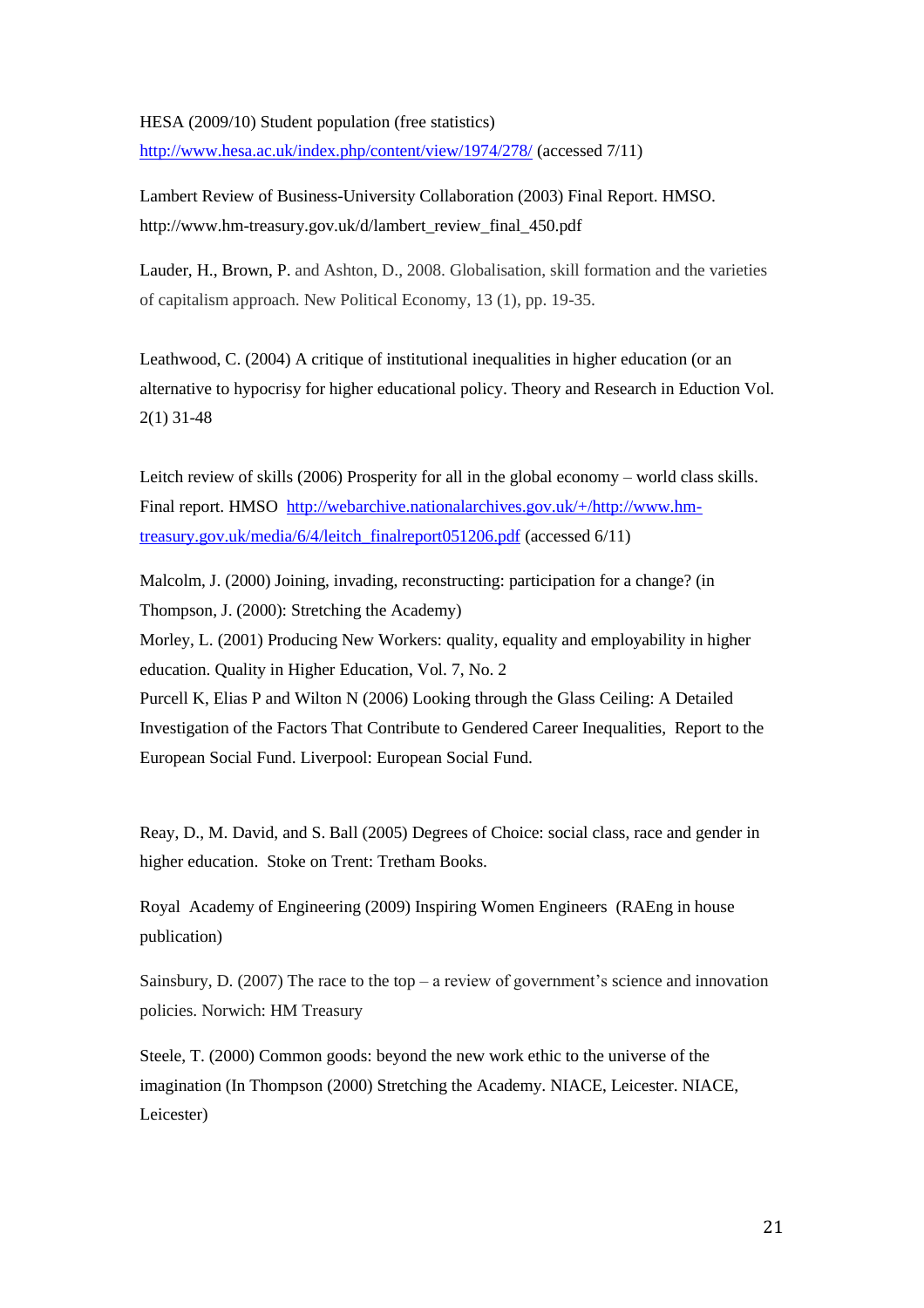HESA (2009/10) Student population (free statistics) http://www.hesa.ac.uk/index.php/content/view/1974/278/ (accessed 7/11)

Lambert Review of Business-University Collaboration (2003) Final Report. HMSO. http://www.hm-treasury.gov.uk/d/lambert_review_final_450.pdf

Lauder, H., Brown, P. and Ashton, D., 2008. Globalisation, skill formation and the varieties of capitalism approach. New Political Economy, 13 (1), pp. 19-35.

Leathwood, C. (2004) A critique of institutional inequalities in higher education (or an alternative to hypocrisy for higher educational policy. Theory and Research in Eduction Vol. 2(1) 31-48

Leitch review of skills (2006) Prosperity for all in the global economy – world class skills. Final report. HMSO http://webarchive.nationalarchives.gov.uk/+/http://www.hm-treasury.gov.uk/media/6/4/leitch_finalreport051206.pdf (accessed 6/11)

Malcolm, J. (2000) Joining, invading, reconstructing: participation for a change? (in Thompson, J. (2000): Stretching the Academy)

Morley, L. (2001) Producing New Workers: quality, equality and employability in higher education. Quality in Higher Education, Vol. 7, No. 2

Purcell K, Elias P and Wilton N (2006) Looking through the Glass Ceiling: A Detailed Investigation of the Factors That Contribute to Gendered Career Inequalities, Report to the European Social Fund. Liverpool: European Social Fund.

Reay, D., M. David, and S. Ball (2005) Degrees of Choice: social class, race and gender in higher education. Stoke on Trent: Tretham Books.

Royal Academy of Engineering (2009) Inspiring Women Engineers (RAEng in house publication)

Sainsbury, D. (2007) The race to the top – a review of government's science and innovation policies. Norwich: HM Treasury

Steele, T. (2000) Common goods: beyond the new work ethic to the universe of the imagination (In Thompson (2000) Stretching the Academy. NIACE, Leicester. NIACE, Leicester)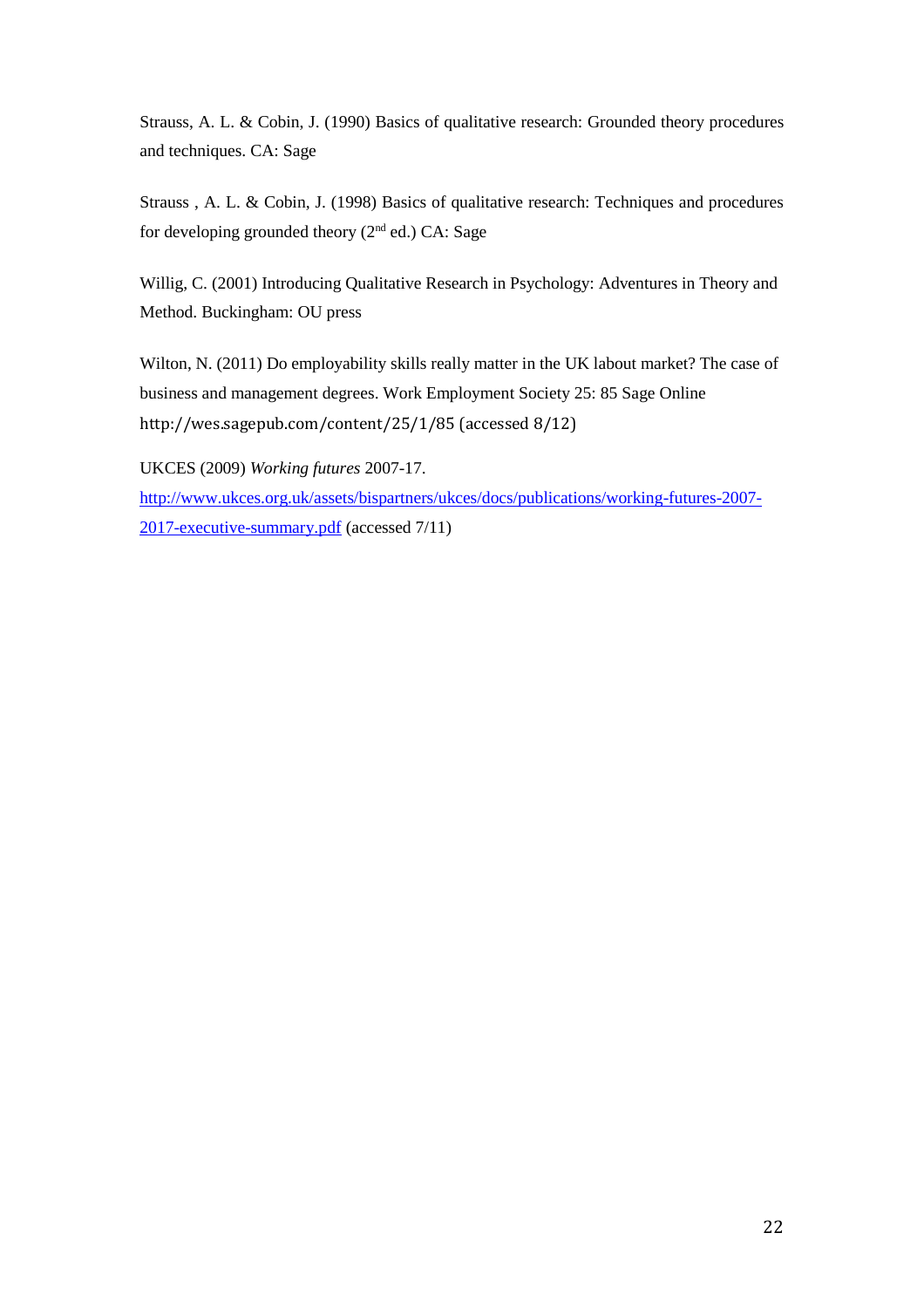Strauss, A. L. & Cobin, J. (1990) Basics of qualitative research: Grounded theory procedures and techniques. CA: Sage

Strauss , A. L. & Cobin, J. (1998) Basics of qualitative research: Techniques and procedures for developing grounded theory ($2^{nd}$ ed.) CA: Sage

Willig, C. (2001) Introducing Qualitative Research in Psychology: Adventures in Theory and Method. Buckingham: OU press

Wilton, N. (2011) Do employability skills really matter in the UK labout market? The case of business and management degrees. Work Employment Society 25: 85 Sage Online http://wes.sagepub.com/content/25/1/85 (accessed 8/12)

UKCES (2009) *Working futures* 2007-17. http://www.ukces.org.uk/assets/bispartners/ukces/docs/publications/working-futures-2007-2017-executive-summary.pdf (accessed 7/11)